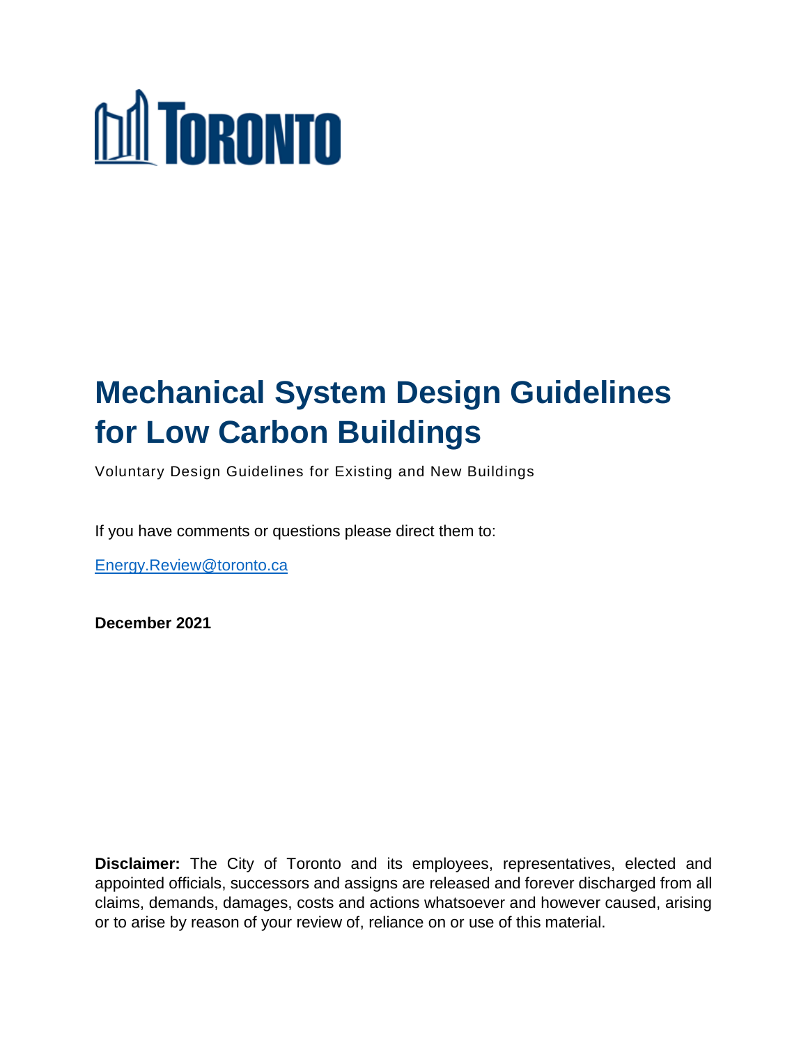TORONTO

# Mechanical System Design Guidelines for Low Carbon Buildings

Voluntary Design Guidelines for Existing and New Buildings

If you have comments or questions please direct them to:

Energy.Review@toronto.ca

**December 2021**

**Disclaimer:** The City of Toronto and its employees, representatives, elected and appointed officials, successors and assigns are released and forever discharged from all claims, demands, damages, costs and actions whatsoever and however caused, arising or to arise by reason of your review of, reliance on or use of this material.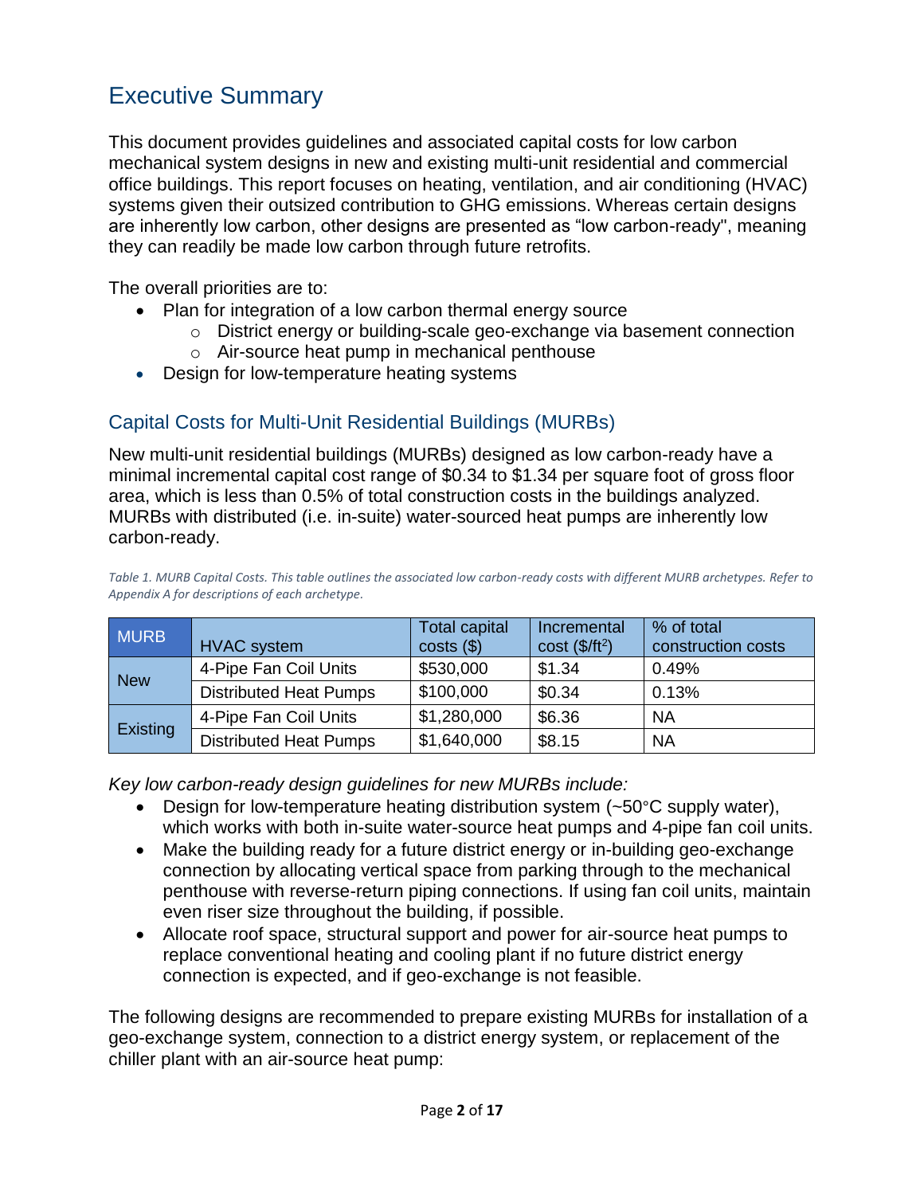# Executive Summary

This document provides guidelines and associated capital costs for low carbon mechanical system designs in new and existing multi-unit residential and commercial office buildings. This report focuses on heating, ventilation, and air conditioning (HVAC) systems given their outsized contribution to GHG emissions. Whereas certain designs are inherently low carbon, other designs are presented as "low carbon-ready", meaning they can readily be made low carbon through future retrofits.

The overall priorities are to:

- Plan for integration of a low carbon thermal energy source
  - District energy or building-scale geo-exchange via basement connection
  - Air-source heat pump in mechanical penthouse
- Design for low-temperature heating systems

## Capital Costs for Multi-Unit Residential Buildings (MURBs)

New multi-unit residential buildings (MURBs) designed as low carbon-ready have a minimal incremental capital cost range of $0.34 to $1.34 per square foot of gross floor area, which is less than 0.5% of total construction costs in the buildings analyzed. MURBs with distributed (i.e. in-suite) water-sourced heat pumps are inherently low carbon-ready.

*Table 1. MURB Capital Costs. This table outlines the associated low carbon-ready costs with different MURB archetypes. Refer to Appendix A for descriptions of each archetype.*

| MURB | HVAC system | Total capital costs ($) | Incremental cost ($/ft$^2$) | % of total construction costs |
|---|---|---|---|---|
| New | 4-Pipe Fan Coil Units | $530,000 | $1.34 | 0.49% |
| | Distributed Heat Pumps | $100,000 | $0.34 | 0.13% |
| Existing | 4-Pipe Fan Coil Units | $1,280,000 | $6.36 | NA |
| | Distributed Heat Pumps | $1,640,000 | $8.15 | NA |

*Key low carbon-ready design guidelines for new MURBs include:*

- Design for low-temperature heating distribution system (~50°C supply water), which works with both in-suite water-source heat pumps and 4-pipe fan coil units.
- Make the building ready for a future district energy or in-building geo-exchange connection by allocating vertical space from parking through to the mechanical penthouse with reverse-return piping connections. If using fan coil units, maintain even riser size throughout the building, if possible.
- Allocate roof space, structural support and power for air-source heat pumps to replace conventional heating and cooling plant if no future district energy connection is expected, and if geo-exchange is not feasible.

The following designs are recommended to prepare existing MURBs for installation of a geo-exchange system, connection to a district energy system, or replacement of the chiller plant with an air-source heat pump: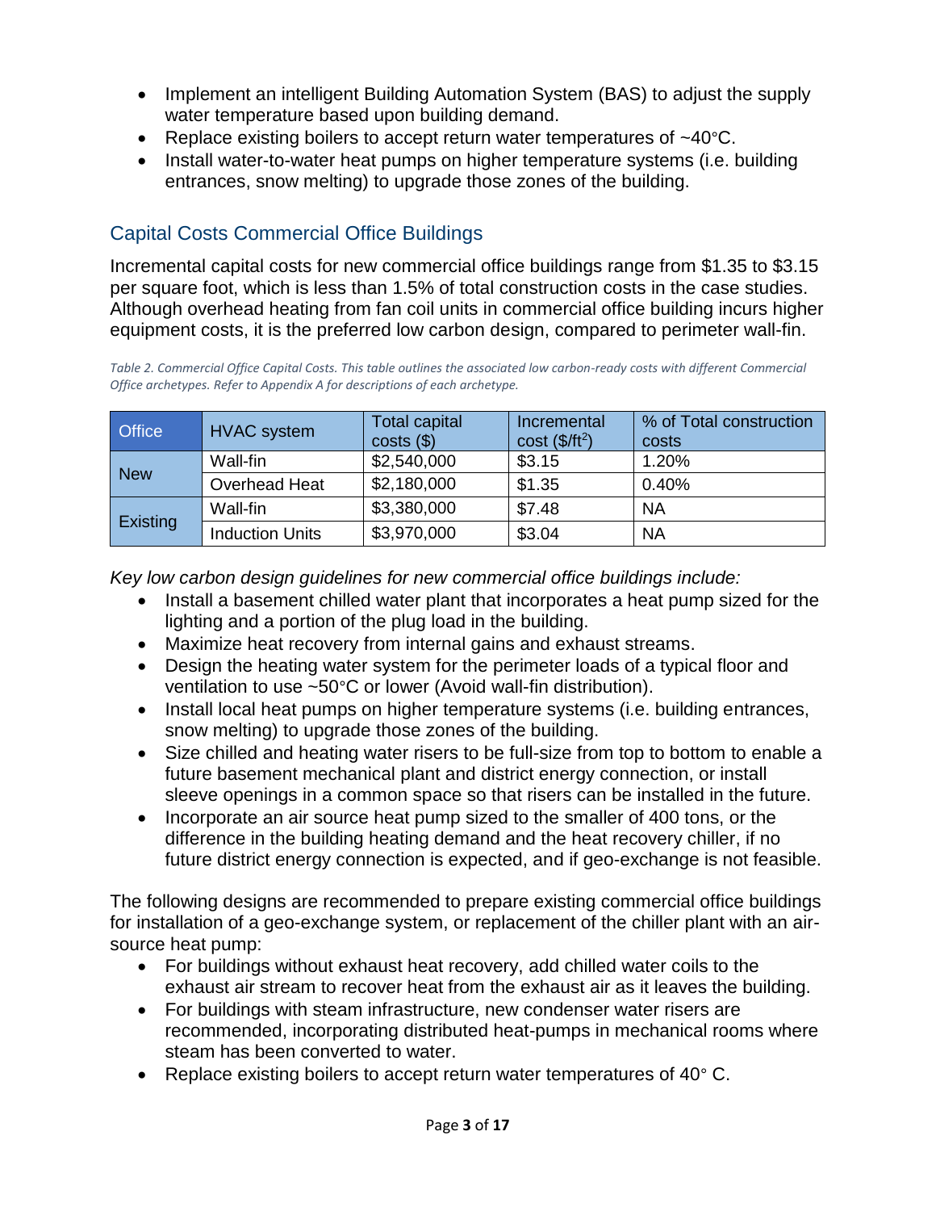- Implement an intelligent Building Automation System (BAS) to adjust the supply water temperature based upon building demand.
- Replace existing boilers to accept return water temperatures of ~40°C.
- Install water-to-water heat pumps on higher temperature systems (i.e. building entrances, snow melting) to upgrade those zones of the building.

## Capital Costs Commercial Office Buildings

Incremental capital costs for new commercial office buildings range from $1.35 to $3.15 per square foot, which is less than 1.5% of total construction costs in the case studies. Although overhead heating from fan coil units in commercial office building incurs higher equipment costs, it is the preferred low carbon design, compared to perimeter wall-fin.

*Table 2. Commercial Office Capital Costs. This table outlines the associated low carbon-ready costs with different Commercial Office archetypes. Refer to Appendix A for descriptions of each archetype.*

| Office | HVAC system | Total capital costs ($) | Incremental cost ($/ft$^2$) | % of Total construction costs |
|---|---|---|---|---|
| New | Wall-fin | $2,540,000 | $3.15 | 1.20% |
| | Overhead Heat | $2,180,000 | $1.35 | 0.40% |
| Existing | Wall-fin | $3,380,000 | $7.48 | NA |
| | Induction Units | $3,970,000 | $3.04 | NA |

*Key low carbon design guidelines for new commercial office buildings include:*

- Install a basement chilled water plant that incorporates a heat pump sized for the lighting and a portion of the plug load in the building.
- Maximize heat recovery from internal gains and exhaust streams.
- Design the heating water system for the perimeter loads of a typical floor and ventilation to use ~50°C or lower (Avoid wall-fin distribution).
- Install local heat pumps on higher temperature systems (i.e. building entrances, snow melting) to upgrade those zones of the building.
- Size chilled and heating water risers to be full-size from top to bottom to enable a future basement mechanical plant and district energy connection, or install sleeve openings in a common space so that risers can be installed in the future.
- Incorporate an air source heat pump sized to the smaller of 400 tons, or the difference in the building heating demand and the heat recovery chiller, if no future district energy connection is expected, and if geo-exchange is not feasible.

The following designs are recommended to prepare existing commercial office buildings for installation of a geo-exchange system, or replacement of the chiller plant with an air-source heat pump:

- For buildings without exhaust heat recovery, add chilled water coils to the exhaust air stream to recover heat from the exhaust air as it leaves the building.
- For buildings with steam infrastructure, new condenser water risers are recommended, incorporating distributed heat-pumps in mechanical rooms where steam has been converted to water.
- Replace existing boilers to accept return water temperatures of 40° C.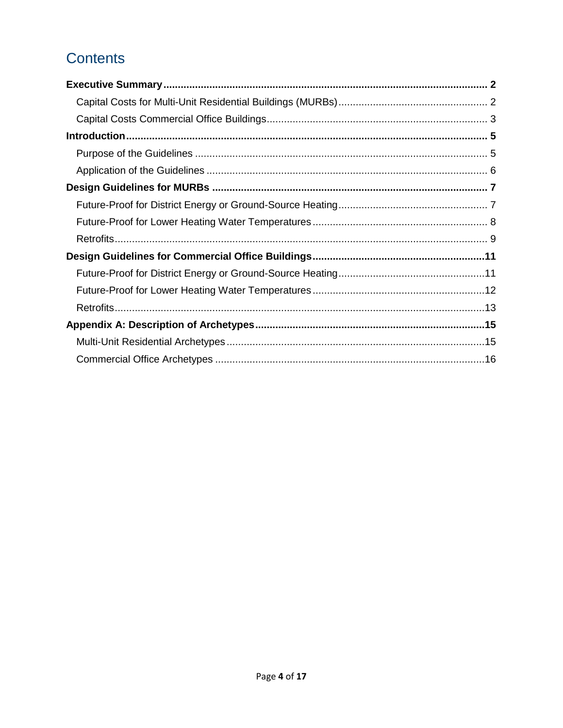# Contents

**Executive Summary** ..... **2**

- Capital Costs for Multi-Unit Residential Buildings (MURBs) ..... 2
- Capital Costs Commercial Office Buildings ..... 3

**Introduction** ..... **5**

- Purpose of the Guidelines ..... 5
- Application of the Guidelines ..... 6

**Design Guidelines for MURBs** ..... **7**

- Future-Proof for District Energy or Ground-Source Heating ..... 7
- Future-Proof for Lower Heating Water Temperatures ..... 8
- Retrofits ..... 9

**Design Guidelines for Commercial Office Buildings** ..... **11**

- Future-Proof for District Energy or Ground-Source Heating ..... 11
- Future-Proof for Lower Heating Water Temperatures ..... 12
- Retrofits ..... 13

**Appendix A: Description of Archetypes** ..... **15**

- Multi-Unit Residential Archetypes ..... 15
- Commercial Office Archetypes ..... 16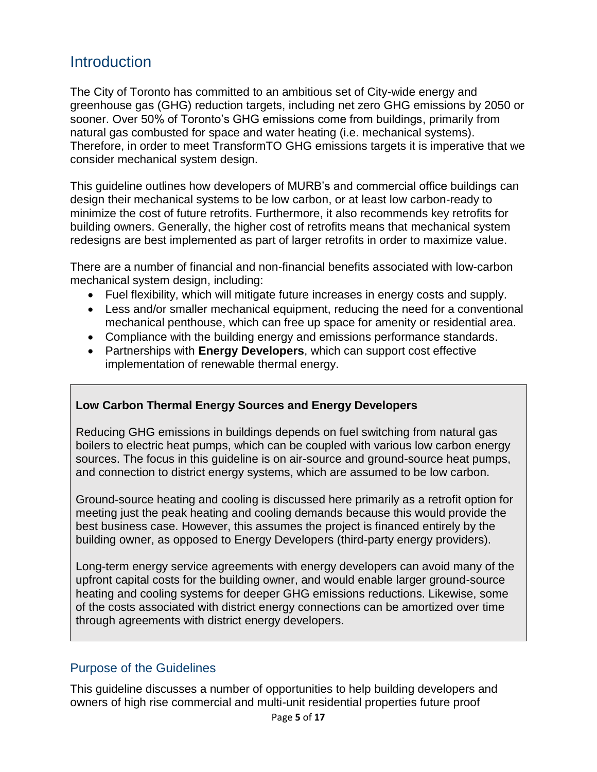## Introduction

The City of Toronto has committed to an ambitious set of City-wide energy and greenhouse gas (GHG) reduction targets, including net zero GHG emissions by 2050 or sooner. Over 50% of Toronto's GHG emissions come from buildings, primarily from natural gas combusted for space and water heating (i.e. mechanical systems). Therefore, in order to meet TransformTO GHG emissions targets it is imperative that we consider mechanical system design.

This guideline outlines how developers of MURB's and commercial office buildings can design their mechanical systems to be low carbon, or at least low carbon-ready to minimize the cost of future retrofits. Furthermore, it also recommends key retrofits for building owners. Generally, the higher cost of retrofits means that mechanical system redesigns are best implemented as part of larger retrofits in order to maximize value.

There are a number of financial and non-financial benefits associated with low-carbon mechanical system design, including:

- Fuel flexibility, which will mitigate future increases in energy costs and supply.
- Less and/or smaller mechanical equipment, reducing the need for a conventional mechanical penthouse, which can free up space for amenity or residential area.
- Compliance with the building energy and emissions performance standards.
- Partnerships with **Energy Developers**, which can support cost effective implementation of renewable thermal energy.

> **Low Carbon Thermal Energy Sources and Energy Developers**
>
> Reducing GHG emissions in buildings depends on fuel switching from natural gas boilers to electric heat pumps, which can be coupled with various low carbon energy sources. The focus in this guideline is on air-source and ground-source heat pumps, and connection to district energy systems, which are assumed to be low carbon.
>
> Ground-source heating and cooling is discussed here primarily as a retrofit option for meeting just the peak heating and cooling demands because this would provide the best business case. However, this assumes the project is financed entirely by the building owner, as opposed to Energy Developers (third-party energy providers).
>
> Long-term energy service agreements with energy developers can avoid many of the upfront capital costs for the building owner, and would enable larger ground-source heating and cooling systems for deeper GHG emissions reductions. Likewise, some of the costs associated with district energy connections can be amortized over time through agreements with district energy developers.

### Purpose of the Guidelines

This guideline discusses a number of opportunities to help building developers and owners of high rise commercial and multi-unit residential properties future proof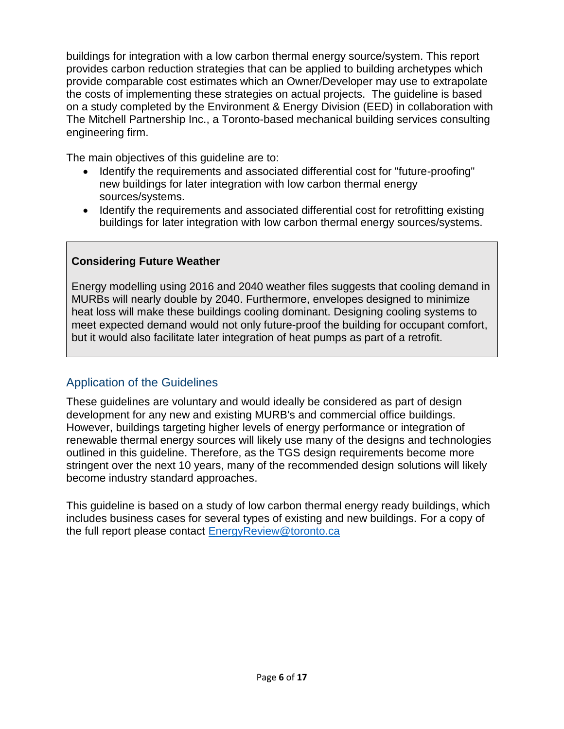buildings for integration with a low carbon thermal energy source/system. This report provides carbon reduction strategies that can be applied to building archetypes which provide comparable cost estimates which an Owner/Developer may use to extrapolate the costs of implementing these strategies on actual projects. The guideline is based on a study completed by the Environment & Energy Division (EED) in collaboration with The Mitchell Partnership Inc., a Toronto-based mechanical building services consulting engineering firm.

The main objectives of this guideline are to:

- Identify the requirements and associated differential cost for "future-proofing" new buildings for later integration with low carbon thermal energy sources/systems.
- Identify the requirements and associated differential cost for retrofitting existing buildings for later integration with low carbon thermal energy sources/systems.

> **Considering Future Weather**
>
> Energy modelling using 2016 and 2040 weather files suggests that cooling demand in MURBs will nearly double by 2040. Furthermore, envelopes designed to minimize heat loss will make these buildings cooling dominant. Designing cooling systems to meet expected demand would not only future-proof the building for occupant comfort, but it would also facilitate later integration of heat pumps as part of a retrofit.

## Application of the Guidelines

These guidelines are voluntary and would ideally be considered as part of design development for any new and existing MURB's and commercial office buildings. However, buildings targeting higher levels of energy performance or integration of renewable thermal energy sources will likely use many of the designs and technologies outlined in this guideline. Therefore, as the TGS design requirements become more stringent over the next 10 years, many of the recommended design solutions will likely become industry standard approaches.

This guideline is based on a study of low carbon thermal energy ready buildings, which includes business cases for several types of existing and new buildings. For a copy of the full report please contact [EnergyReview@toronto.ca](mailto:EnergyReview@toronto.ca)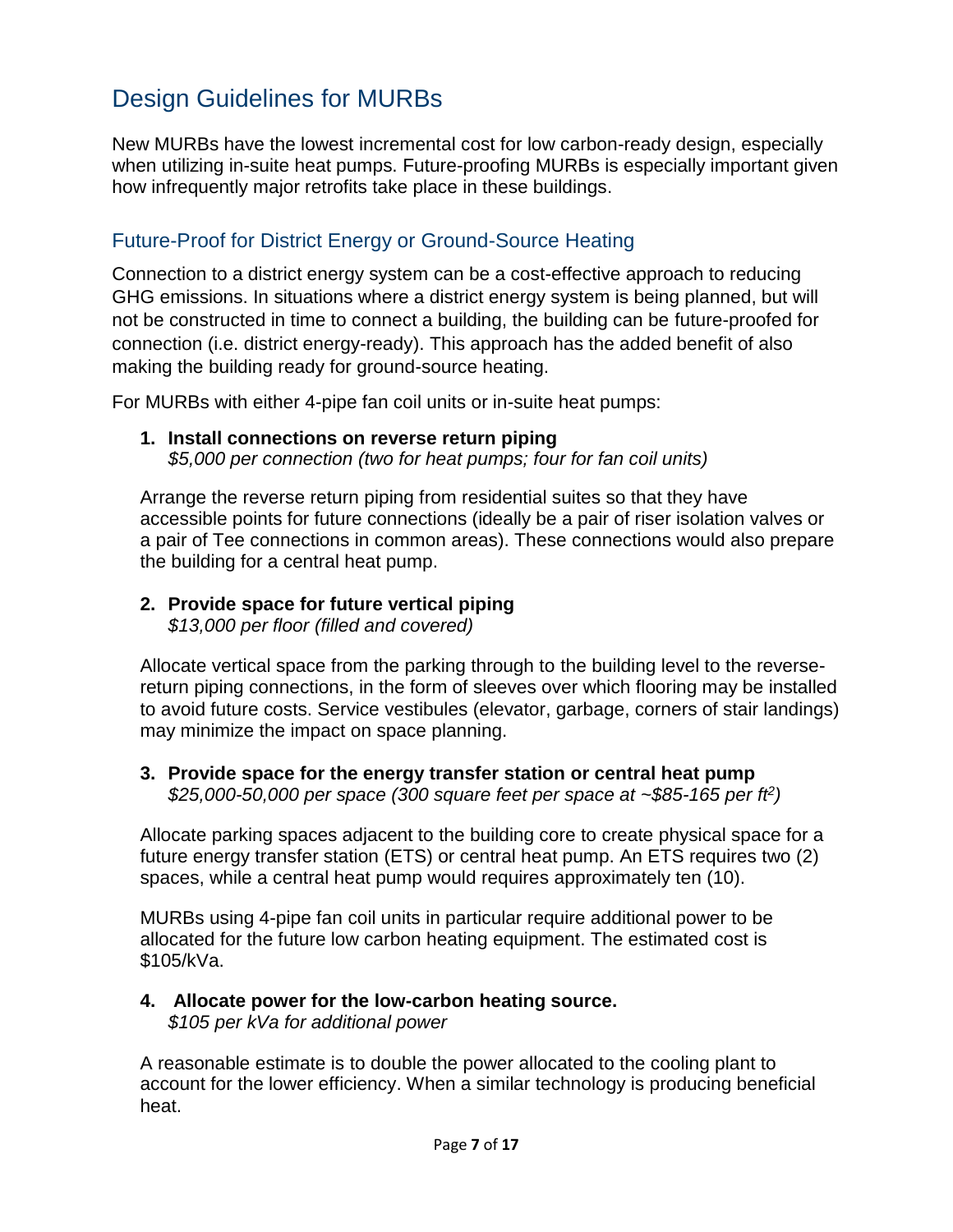# Design Guidelines for MURBs

New MURBs have the lowest incremental cost for low carbon-ready design, especially when utilizing in-suite heat pumps. Future-proofing MURBs is especially important given how infrequently major retrofits take place in these buildings.

## Future-Proof for District Energy or Ground-Source Heating

Connection to a district energy system can be a cost-effective approach to reducing GHG emissions. In situations where a district energy system is being planned, but will not be constructed in time to connect a building, the building can be future-proofed for connection (i.e. district energy-ready). This approach has the added benefit of also making the building ready for ground-source heating.

For MURBs with either 4-pipe fan coil units or in-suite heat pumps:

1. **Install connections on reverse return piping**
   *$5,000 per connection (two for heat pumps; four for fan coil units)*

   Arrange the reverse return piping from residential suites so that they have accessible points for future connections (ideally be a pair of riser isolation valves or a pair of Tee connections in common areas). These connections would also prepare the building for a central heat pump.

2. **Provide space for future vertical piping**
   *$13,000 per floor (filled and covered)*

   Allocate vertical space from the parking through to the building level to the reverse-return piping connections, in the form of sleeves over which flooring may be installed to avoid future costs. Service vestibules (elevator, garbage, corners of stair landings) may minimize the impact on space planning.

3. **Provide space for the energy transfer station or central heat pump**
   *$25,000-50,000 per space (300 square feet per space at ~$85-165 per ft$^2$)*

   Allocate parking spaces adjacent to the building core to create physical space for a future energy transfer station (ETS) or central heat pump. An ETS requires two (2) spaces, while a central heat pump would requires approximately ten (10).

   MURBs using 4-pipe fan coil units in particular require additional power to be allocated for the future low carbon heating equipment. The estimated cost is $105/kVa.

4. **Allocate power for the low-carbon heating source.**
   *$105 per kVa for additional power*

   A reasonable estimate is to double the power allocated to the cooling plant to account for the lower efficiency. When a similar technology is producing beneficial heat.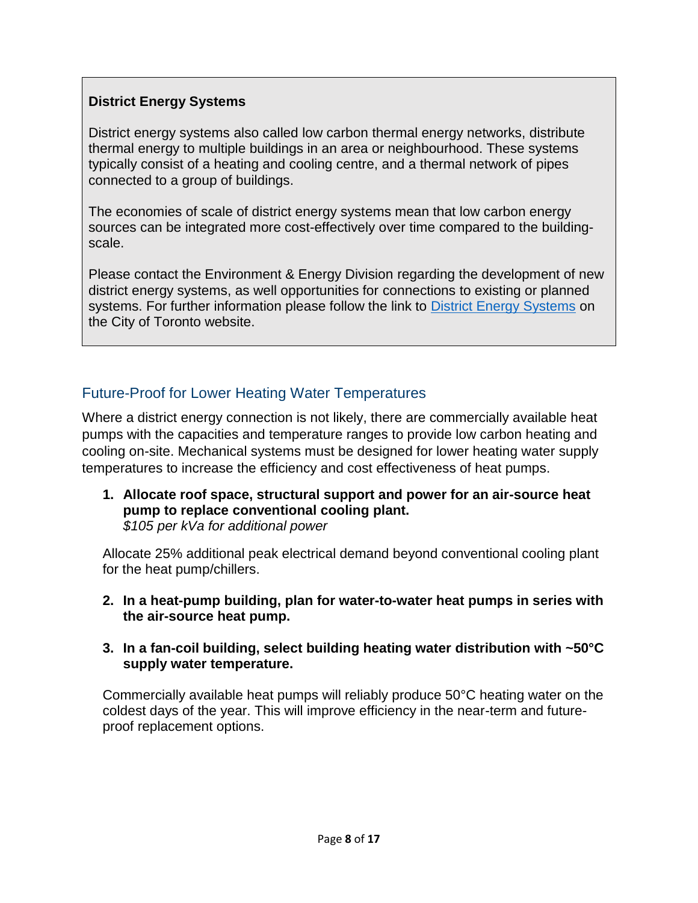**District Energy Systems**

District energy systems also called low carbon thermal energy networks, distribute thermal energy to multiple buildings in an area or neighbourhood. These systems typically consist of a heating and cooling centre, and a thermal network of pipes connected to a group of buildings.

The economies of scale of district energy systems mean that low carbon energy sources can be integrated more cost-effectively over time compared to the building-scale.

Please contact the Environment & Energy Division regarding the development of new district energy systems, as well opportunities for connections to existing or planned systems. For further information please follow the link to District Energy Systems on the City of Toronto website.

## Future-Proof for Lower Heating Water Temperatures

Where a district energy connection is not likely, there are commercially available heat pumps with the capacities and temperature ranges to provide low carbon heating and cooling on-site. Mechanical systems must be designed for lower heating water supply temperatures to increase the efficiency and cost effectiveness of heat pumps.

1. **Allocate roof space, structural support and power for an air-source heat pump to replace conventional cooling plant.**
   *$105 per kVa for additional power*

   Allocate 25% additional peak electrical demand beyond conventional cooling plant for the heat pump/chillers.

2. **In a heat-pump building, plan for water-to-water heat pumps in series with the air-source heat pump.**

3. **In a fan-coil building, select building heating water distribution with ~50°C supply water temperature.**

   Commercially available heat pumps will reliably produce 50°C heating water on the coldest days of the year. This will improve efficiency in the near-term and future-proof replacement options.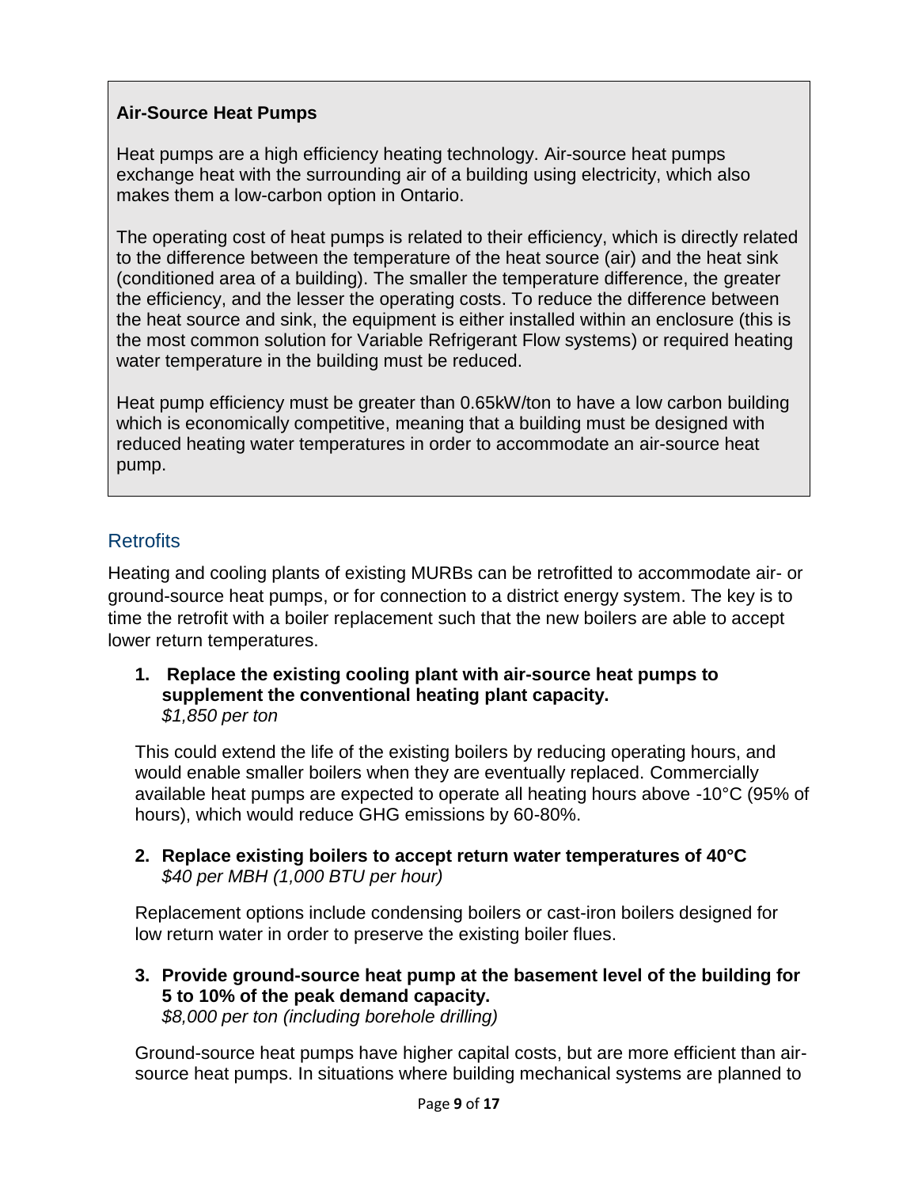**Air-Source Heat Pumps**

Heat pumps are a high efficiency heating technology. Air-source heat pumps exchange heat with the surrounding air of a building using electricity, which also makes them a low-carbon option in Ontario.

The operating cost of heat pumps is related to their efficiency, which is directly related to the difference between the temperature of the heat source (air) and the heat sink (conditioned area of a building). The smaller the temperature difference, the greater the efficiency, and the lesser the operating costs. To reduce the difference between the heat source and sink, the equipment is either installed within an enclosure (this is the most common solution for Variable Refrigerant Flow systems) or required heating water temperature in the building must be reduced.

Heat pump efficiency must be greater than 0.65kW/ton to have a low carbon building which is economically competitive, meaning that a building must be designed with reduced heating water temperatures in order to accommodate an air-source heat pump.

## Retrofits

Heating and cooling plants of existing MURBs can be retrofitted to accommodate air- or ground-source heat pumps, or for connection to a district energy system. The key is to time the retrofit with a boiler replacement such that the new boilers are able to accept lower return temperatures.

1. **Replace the existing cooling plant with air-source heat pumps to supplement the conventional heating plant capacity.**
   *$1,850 per ton*

   This could extend the life of the existing boilers by reducing operating hours, and would enable smaller boilers when they are eventually replaced. Commercially available heat pumps are expected to operate all heating hours above -10°C (95% of hours), which would reduce GHG emissions by 60-80%.

2. **Replace existing boilers to accept return water temperatures of 40°C**
   *$40 per MBH (1,000 BTU per hour)*

   Replacement options include condensing boilers or cast-iron boilers designed for low return water in order to preserve the existing boiler flues.

3. **Provide ground-source heat pump at the basement level of the building for 5 to 10% of the peak demand capacity.**
   *$8,000 per ton (including borehole drilling)*

   Ground-source heat pumps have higher capital costs, but are more efficient than air-source heat pumps. In situations where building mechanical systems are planned to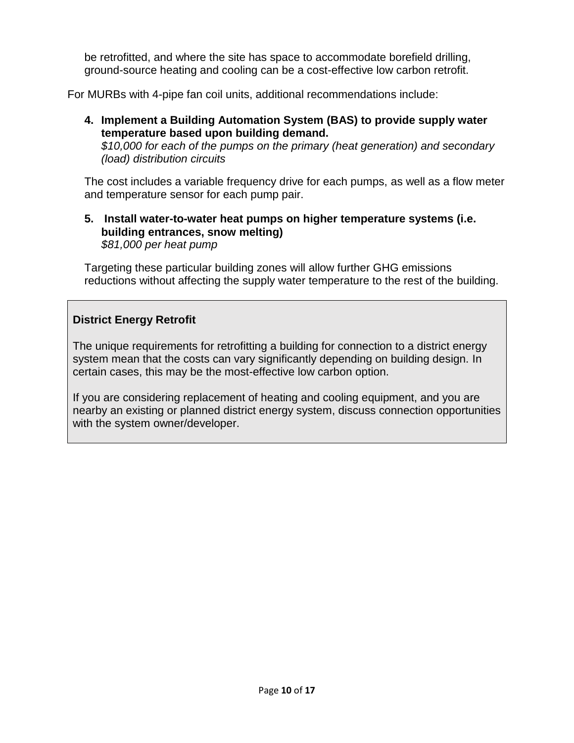be retrofitted, and where the site has space to accommodate borefield drilling, ground-source heating and cooling can be a cost-effective low carbon retrofit.

For MURBs with 4-pipe fan coil units, additional recommendations include:

4. **Implement a Building Automation System (BAS) to provide supply water temperature based upon building demand.**
   *$10,000 for each of the pumps on the primary (heat generation) and secondary (load) distribution circuits*

   The cost includes a variable frequency drive for each pumps, as well as a flow meter and temperature sensor for each pump pair.

5. **Install water-to-water heat pumps on higher temperature systems (i.e. building entrances, snow melting)**
   *$81,000 per heat pump*

   Targeting these particular building zones will allow further GHG emissions reductions without affecting the supply water temperature to the rest of the building.

**District Energy Retrofit**

The unique requirements for retrofitting a building for connection to a district energy system mean that the costs can vary significantly depending on building design. In certain cases, this may be the most-effective low carbon option.

If you are considering replacement of heating and cooling equipment, and you are nearby an existing or planned district energy system, discuss connection opportunities with the system owner/developer.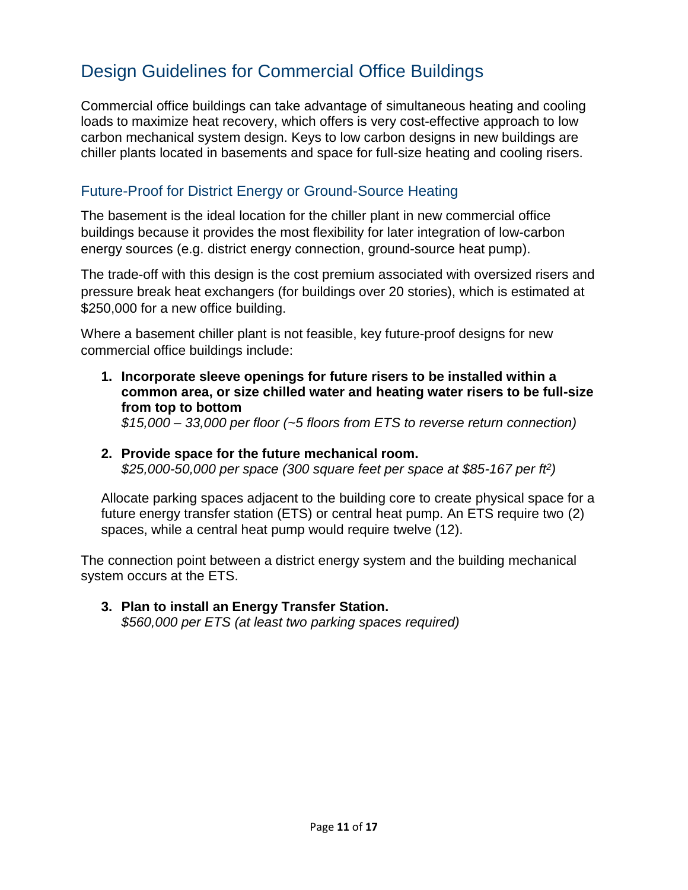# Design Guidelines for Commercial Office Buildings

Commercial office buildings can take advantage of simultaneous heating and cooling loads to maximize heat recovery, which offers is very cost-effective approach to low carbon mechanical system design. Keys to low carbon designs in new buildings are chiller plants located in basements and space for full-size heating and cooling risers.

## Future-Proof for District Energy or Ground-Source Heating

The basement is the ideal location for the chiller plant in new commercial office buildings because it provides the most flexibility for later integration of low-carbon energy sources (e.g. district energy connection, ground-source heat pump).

The trade-off with this design is the cost premium associated with oversized risers and pressure break heat exchangers (for buildings over 20 stories), which is estimated at $250,000 for a new office building.

Where a basement chiller plant is not feasible, key future-proof designs for new commercial office buildings include:

1. **Incorporate sleeve openings for future risers to be installed within a common area, or size chilled water and heating water risers to be full-size from top to bottom**
   *$15,000 – 33,000 per floor (~5 floors from ETS to reverse return connection)*

2. **Provide space for the future mechanical room.**
   *$25,000-50,000 per space (300 square feet per space at $85-167 per ft$^2$)*

   Allocate parking spaces adjacent to the building core to create physical space for a future energy transfer station (ETS) or central heat pump. An ETS require two (2) spaces, while a central heat pump would require twelve (12).

The connection point between a district energy system and the building mechanical system occurs at the ETS.

3. **Plan to install an Energy Transfer Station.**
   *$560,000 per ETS (at least two parking spaces required)*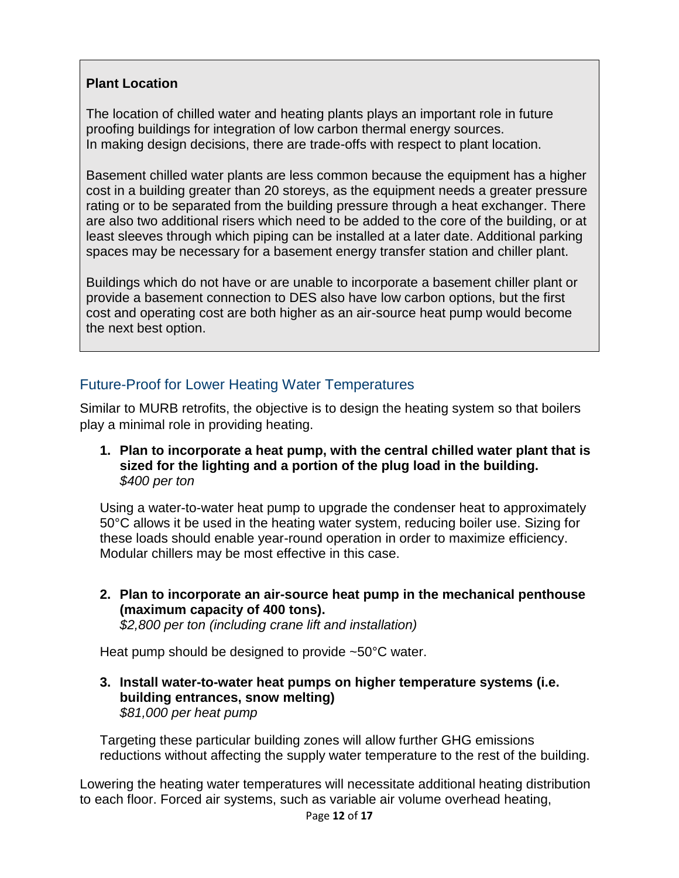**Plant Location**

The location of chilled water and heating plants plays an important role in future proofing buildings for integration of low carbon thermal energy sources.
In making design decisions, there are trade-offs with respect to plant location.

Basement chilled water plants are less common because the equipment has a higher cost in a building greater than 20 storeys, as the equipment needs a greater pressure rating or to be separated from the building pressure through a heat exchanger. There are also two additional risers which need to be added to the core of the building, or at least sleeves through which piping can be installed at a later date. Additional parking spaces may be necessary for a basement energy transfer station and chiller plant.

Buildings which do not have or are unable to incorporate a basement chiller plant or provide a basement connection to DES also have low carbon options, but the first cost and operating cost are both higher as an air-source heat pump would become the next best option.

## Future-Proof for Lower Heating Water Temperatures

Similar to MURB retrofits, the objective is to design the heating system so that boilers play a minimal role in providing heating.

1. **Plan to incorporate a heat pump, with the central chilled water plant that is sized for the lighting and a portion of the plug load in the building.**
   *$400 per ton*

   Using a water-to-water heat pump to upgrade the condenser heat to approximately 50°C allows it be used in the heating water system, reducing boiler use. Sizing for these loads should enable year-round operation in order to maximize efficiency. Modular chillers may be most effective in this case.

2. **Plan to incorporate an air-source heat pump in the mechanical penthouse (maximum capacity of 400 tons).**
   *$2,800 per ton (including crane lift and installation)*

   Heat pump should be designed to provide ~50°C water.

3. **Install water-to-water heat pumps on higher temperature systems (i.e. building entrances, snow melting)**
   *$81,000 per heat pump*

   Targeting these particular building zones will allow further GHG emissions reductions without affecting the supply water temperature to the rest of the building.

Lowering the heating water temperatures will necessitate additional heating distribution to each floor. Forced air systems, such as variable air volume overhead heating,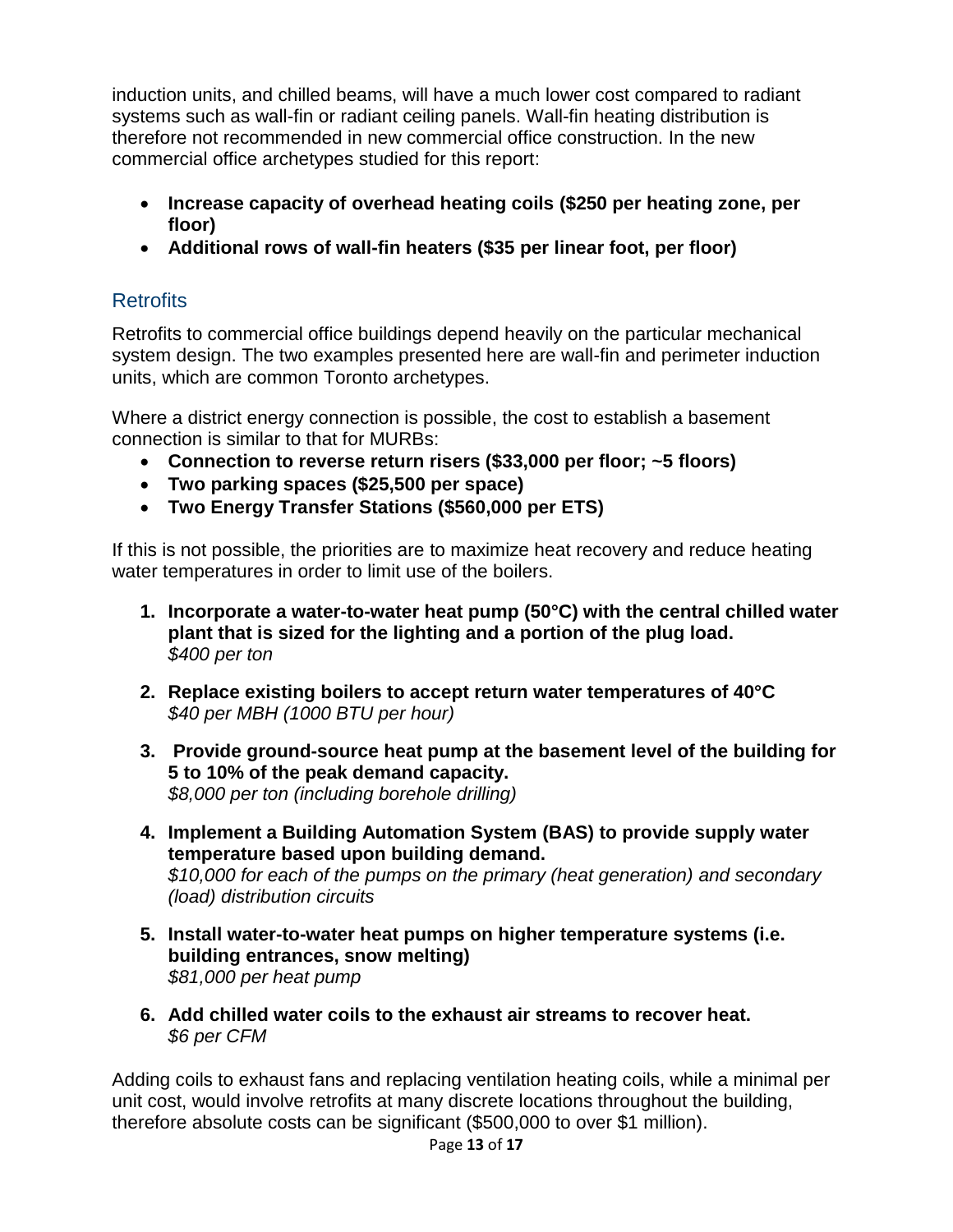induction units, and chilled beams, will have a much lower cost compared to radiant systems such as wall-fin or radiant ceiling panels. Wall-fin heating distribution is therefore not recommended in new commercial office construction. In the new commercial office archetypes studied for this report:

- **Increase capacity of overhead heating coils ($250 per heating zone, per floor)**
- **Additional rows of wall-fin heaters ($35 per linear foot, per floor)**

## Retrofits

Retrofits to commercial office buildings depend heavily on the particular mechanical system design. The two examples presented here are wall-fin and perimeter induction units, which are common Toronto archetypes.

Where a district energy connection is possible, the cost to establish a basement connection is similar to that for MURBs:

- **Connection to reverse return risers ($33,000 per floor; ~5 floors)**
- **Two parking spaces ($25,500 per space)**
- **Two Energy Transfer Stations ($560,000 per ETS)**

If this is not possible, the priorities are to maximize heat recovery and reduce heating water temperatures in order to limit use of the boilers.

1. **Incorporate a water-to-water heat pump (50°C) with the central chilled water plant that is sized for the lighting and a portion of the plug load.**
   *$400 per ton*

2. **Replace existing boilers to accept return water temperatures of 40°C**
   *$40 per MBH (1000 BTU per hour)*

3. **Provide ground-source heat pump at the basement level of the building for 5 to 10% of the peak demand capacity.**
   *$8,000 per ton (including borehole drilling)*

4. **Implement a Building Automation System (BAS) to provide supply water temperature based upon building demand.**
   *$10,000 for each of the pumps on the primary (heat generation) and secondary (load) distribution circuits*

5. **Install water-to-water heat pumps on higher temperature systems (i.e. building entrances, snow melting)**
   *$81,000 per heat pump*

6. **Add chilled water coils to the exhaust air streams to recover heat.**
   *$6 per CFM*

Adding coils to exhaust fans and replacing ventilation heating coils, while a minimal per unit cost, would involve retrofits at many discrete locations throughout the building, therefore absolute costs can be significant ($500,000 to over $1 million).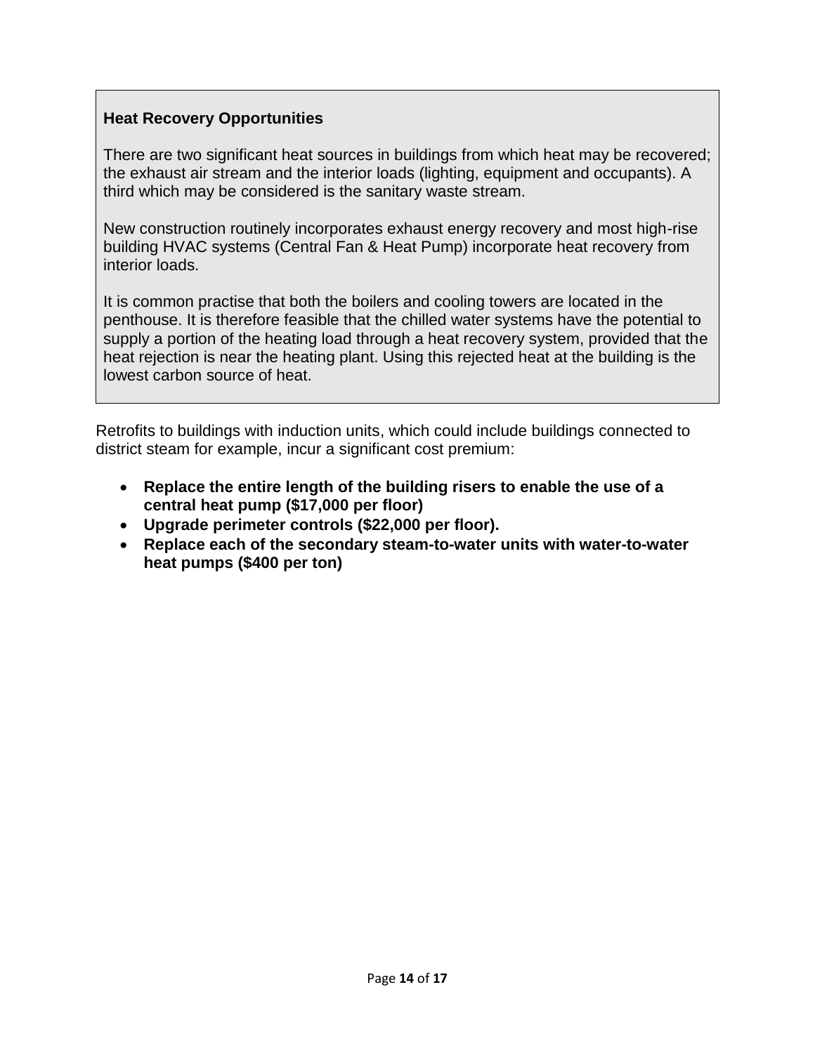**Heat Recovery Opportunities**

There are two significant heat sources in buildings from which heat may be recovered; the exhaust air stream and the interior loads (lighting, equipment and occupants). A third which may be considered is the sanitary waste stream.

New construction routinely incorporates exhaust energy recovery and most high-rise building HVAC systems (Central Fan & Heat Pump) incorporate heat recovery from interior loads.

It is common practise that both the boilers and cooling towers are located in the penthouse. It is therefore feasible that the chilled water systems have the potential to supply a portion of the heating load through a heat recovery system, provided that the heat rejection is near the heating plant. Using this rejected heat at the building is the lowest carbon source of heat.

Retrofits to buildings with induction units, which could include buildings connected to district steam for example, incur a significant cost premium:

- **Replace the entire length of the building risers to enable the use of a central heat pump ($17,000 per floor)**
- **Upgrade perimeter controls ($22,000 per floor).**
- **Replace each of the secondary steam-to-water units with water-to-water heat pumps ($400 per ton)**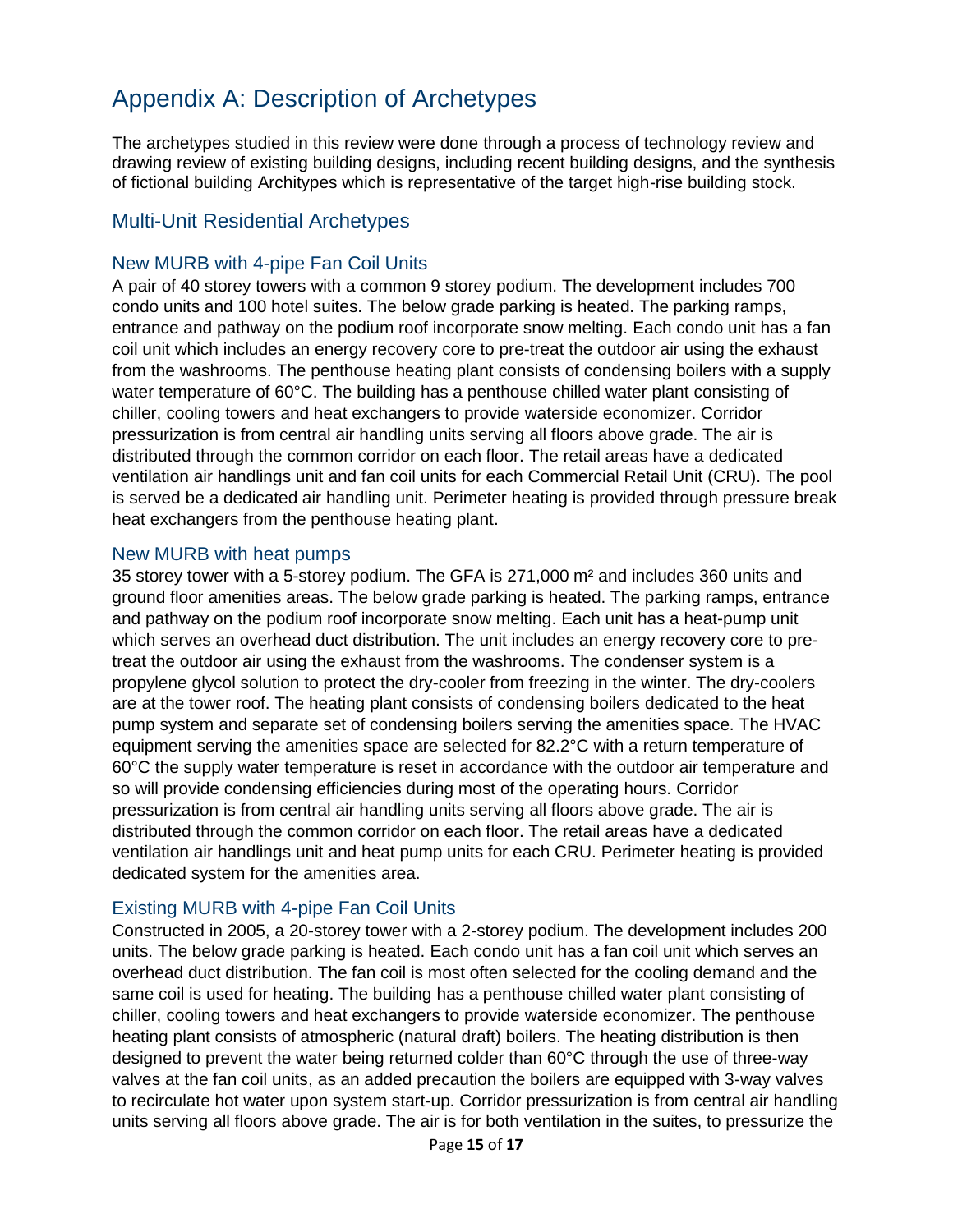# Appendix A: Description of Archetypes

The archetypes studied in this review were done through a process of technology review and drawing review of existing building designs, including recent building designs, and the synthesis of fictional building Architypes which is representative of the target high-rise building stock.

## Multi-Unit Residential Archetypes

### New MURB with 4-pipe Fan Coil Units

A pair of 40 storey towers with a common 9 storey podium. The development includes 700 condo units and 100 hotel suites. The below grade parking is heated. The parking ramps, entrance and pathway on the podium roof incorporate snow melting. Each condo unit has a fan coil unit which includes an energy recovery core to pre-treat the outdoor air using the exhaust from the washrooms. The penthouse heating plant consists of condensing boilers with a supply water temperature of 60°C. The building has a penthouse chilled water plant consisting of chiller, cooling towers and heat exchangers to provide waterside economizer. Corridor pressurization is from central air handling units serving all floors above grade. The air is distributed through the common corridor on each floor. The retail areas have a dedicated ventilation air handlings unit and fan coil units for each Commercial Retail Unit (CRU). The pool is served be a dedicated air handling unit. Perimeter heating is provided through pressure break heat exchangers from the penthouse heating plant.

### New MURB with heat pumps

35 storey tower with a 5-storey podium. The GFA is 271,000 m² and includes 360 units and ground floor amenities areas. The below grade parking is heated. The parking ramps, entrance and pathway on the podium roof incorporate snow melting. Each unit has a heat-pump unit which serves an overhead duct distribution. The unit includes an energy recovery core to pre-treat the outdoor air using the exhaust from the washrooms. The condenser system is a propylene glycol solution to protect the dry-cooler from freezing in the winter. The dry-coolers are at the tower roof. The heating plant consists of condensing boilers dedicated to the heat pump system and separate set of condensing boilers serving the amenities space. The HVAC equipment serving the amenities space are selected for 82.2°C with a return temperature of 60°C the supply water temperature is reset in accordance with the outdoor air temperature and so will provide condensing efficiencies during most of the operating hours. Corridor pressurization is from central air handling units serving all floors above grade. The air is distributed through the common corridor on each floor. The retail areas have a dedicated ventilation air handlings unit and heat pump units for each CRU. Perimeter heating is provided dedicated system for the amenities area.

### Existing MURB with 4-pipe Fan Coil Units

Constructed in 2005, a 20-storey tower with a 2-storey podium. The development includes 200 units. The below grade parking is heated. Each condo unit has a fan coil unit which serves an overhead duct distribution. The fan coil is most often selected for the cooling demand and the same coil is used for heating. The building has a penthouse chilled water plant consisting of chiller, cooling towers and heat exchangers to provide waterside economizer. The penthouse heating plant consists of atmospheric (natural draft) boilers. The heating distribution is then designed to prevent the water being returned colder than 60°C through the use of three-way valves at the fan coil units, as an added precaution the boilers are equipped with 3-way valves to recirculate hot water upon system start-up. Corridor pressurization is from central air handling units serving all floors above grade. The air is for both ventilation in the suites, to pressurize the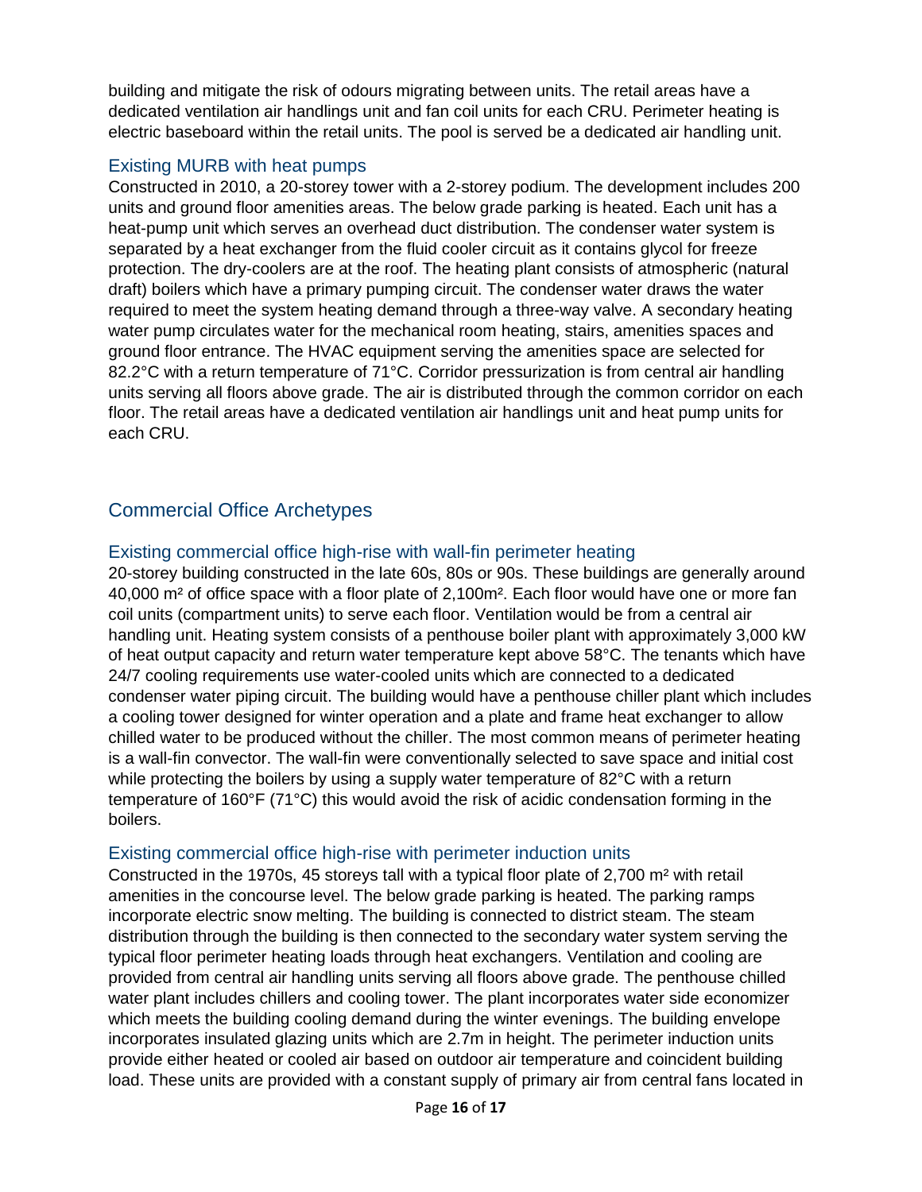building and mitigate the risk of odours migrating between units. The retail areas have a dedicated ventilation air handlings unit and fan coil units for each CRU. Perimeter heating is electric baseboard within the retail units. The pool is served be a dedicated air handling unit.

### Existing MURB with heat pumps

Constructed in 2010, a 20-storey tower with a 2-storey podium. The development includes 200 units and ground floor amenities areas. The below grade parking is heated. Each unit has a heat-pump unit which serves an overhead duct distribution. The condenser water system is separated by a heat exchanger from the fluid cooler circuit as it contains glycol for freeze protection. The dry-coolers are at the roof. The heating plant consists of atmospheric (natural draft) boilers which have a primary pumping circuit. The condenser water draws the water required to meet the system heating demand through a three-way valve. A secondary heating water pump circulates water for the mechanical room heating, stairs, amenities spaces and ground floor entrance. The HVAC equipment serving the amenities space are selected for 82.2°C with a return temperature of 71°C. Corridor pressurization is from central air handling units serving all floors above grade. The air is distributed through the common corridor on each floor. The retail areas have a dedicated ventilation air handlings unit and heat pump units for each CRU.

## Commercial Office Archetypes

### Existing commercial office high-rise with wall-fin perimeter heating

20-storey building constructed in the late 60s, 80s or 90s. These buildings are generally around 40,000 m² of office space with a floor plate of 2,100m². Each floor would have one or more fan coil units (compartment units) to serve each floor. Ventilation would be from a central air handling unit. Heating system consists of a penthouse boiler plant with approximately 3,000 kW of heat output capacity and return water temperature kept above 58°C. The tenants which have 24/7 cooling requirements use water-cooled units which are connected to a dedicated condenser water piping circuit. The building would have a penthouse chiller plant which includes a cooling tower designed for winter operation and a plate and frame heat exchanger to allow chilled water to be produced without the chiller. The most common means of perimeter heating is a wall-fin convector. The wall-fin were conventionally selected to save space and initial cost while protecting the boilers by using a supply water temperature of 82°C with a return temperature of 160°F (71°C) this would avoid the risk of acidic condensation forming in the boilers.

### Existing commercial office high-rise with perimeter induction units

Constructed in the 1970s, 45 storeys tall with a typical floor plate of 2,700 m² with retail amenities in the concourse level. The below grade parking is heated. The parking ramps incorporate electric snow melting. The building is connected to district steam. The steam distribution through the building is then connected to the secondary water system serving the typical floor perimeter heating loads through heat exchangers. Ventilation and cooling are provided from central air handling units serving all floors above grade. The penthouse chilled water plant includes chillers and cooling tower. The plant incorporates water side economizer which meets the building cooling demand during the winter evenings. The building envelope incorporates insulated glazing units which are 2.7m in height. The perimeter induction units provide either heated or cooled air based on outdoor air temperature and coincident building load. These units are provided with a constant supply of primary air from central fans located in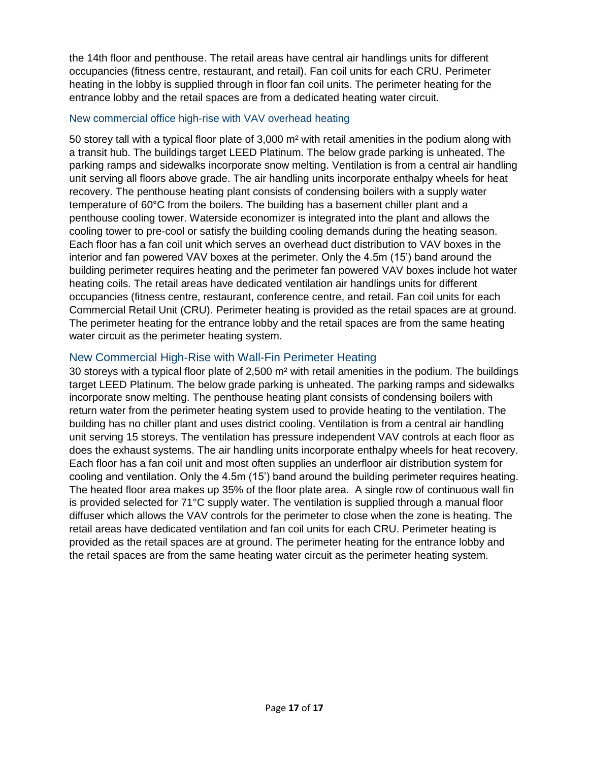the 14th floor and penthouse. The retail areas have central air handlings units for different occupancies (fitness centre, restaurant, and retail). Fan coil units for each CRU. Perimeter heating in the lobby is supplied through in floor fan coil units. The perimeter heating for the entrance lobby and the retail spaces are from a dedicated heating water circuit.

### New commercial office high-rise with VAV overhead heating

50 storey tall with a typical floor plate of 3,000 m² with retail amenities in the podium along with a transit hub. The buildings target LEED Platinum. The below grade parking is unheated. The parking ramps and sidewalks incorporate snow melting. Ventilation is from a central air handling unit serving all floors above grade. The air handling units incorporate enthalpy wheels for heat recovery. The penthouse heating plant consists of condensing boilers with a supply water temperature of 60°C from the boilers. The building has a basement chiller plant and a penthouse cooling tower. Waterside economizer is integrated into the plant and allows the cooling tower to pre-cool or satisfy the building cooling demands during the heating season. Each floor has a fan coil unit which serves an overhead duct distribution to VAV boxes in the interior and fan powered VAV boxes at the perimeter. Only the 4.5m (15') band around the building perimeter requires heating and the perimeter fan powered VAV boxes include hot water heating coils. The retail areas have dedicated ventilation air handlings units for different occupancies (fitness centre, restaurant, conference centre, and retail. Fan coil units for each Commercial Retail Unit (CRU). Perimeter heating is provided as the retail spaces are at ground. The perimeter heating for the entrance lobby and the retail spaces are from the same heating water circuit as the perimeter heating system.

## New Commercial High-Rise with Wall-Fin Perimeter Heating

30 storeys with a typical floor plate of 2,500 m² with retail amenities in the podium. The buildings target LEED Platinum. The below grade parking is unheated. The parking ramps and sidewalks incorporate snow melting. The penthouse heating plant consists of condensing boilers with return water from the perimeter heating system used to provide heating to the ventilation. The building has no chiller plant and uses district cooling. Ventilation is from a central air handling unit serving 15 storeys. The ventilation has pressure independent VAV controls at each floor as does the exhaust systems. The air handling units incorporate enthalpy wheels for heat recovery. Each floor has a fan coil unit and most often supplies an underfloor air distribution system for cooling and ventilation. Only the 4.5m (15') band around the building perimeter requires heating. The heated floor area makes up 35% of the floor plate area. A single row of continuous wall fin is provided selected for 71°C supply water. The ventilation is supplied through a manual floor diffuser which allows the VAV controls for the perimeter to close when the zone is heating. The retail areas have dedicated ventilation and fan coil units for each CRU. Perimeter heating is provided as the retail spaces are at ground. The perimeter heating for the entrance lobby and the retail spaces are from the same heating water circuit as the perimeter heating system.